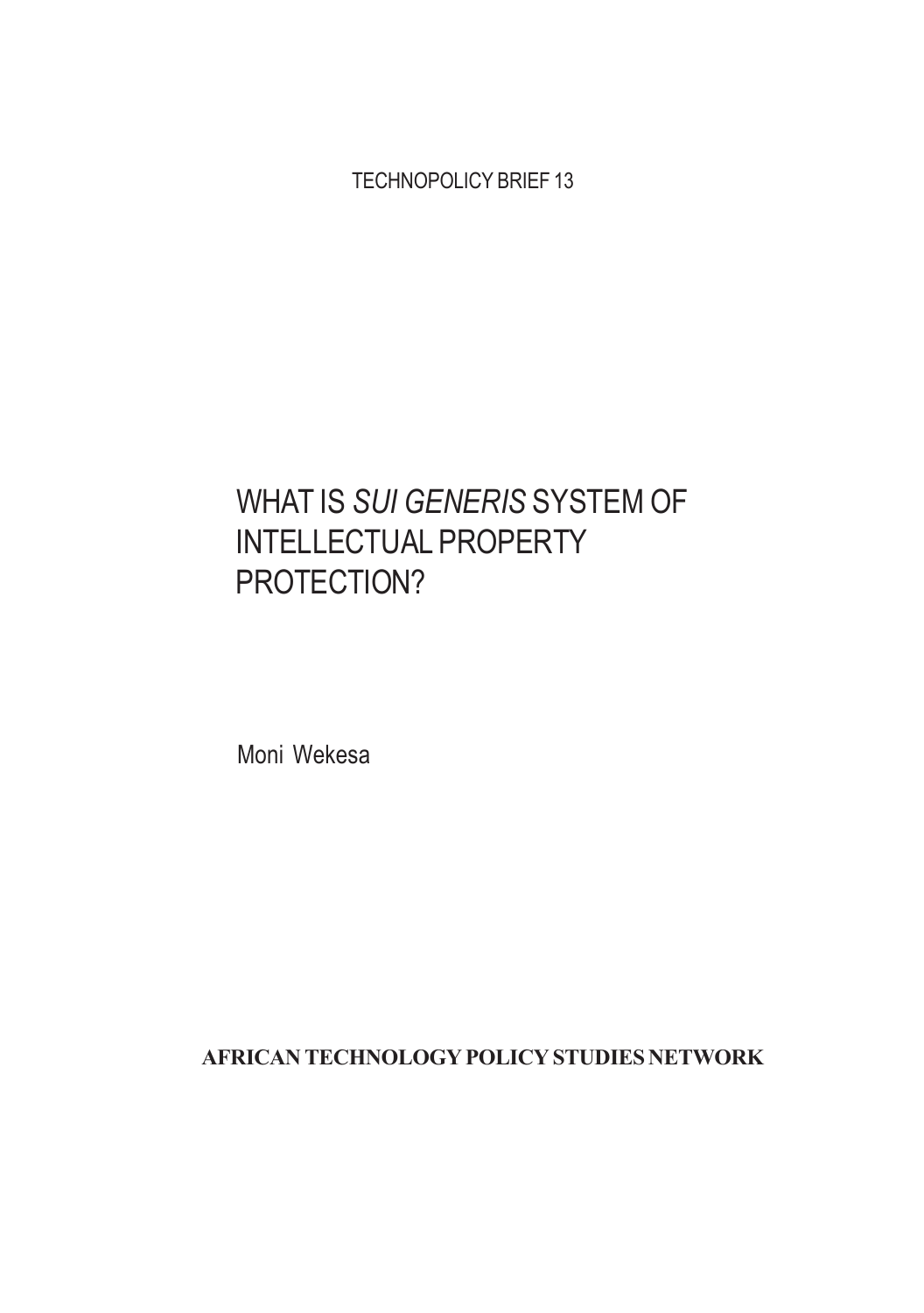TECHNOPOLICY BRIEF 13

# WHAT IS *SUI GENERIS* SYSTEM OF INTELLECTUAL PROPERTY PROTECTION?

Moni Wekesa

**AFRICAN TECHNOLOGY POLICY STUDIES NETWORK**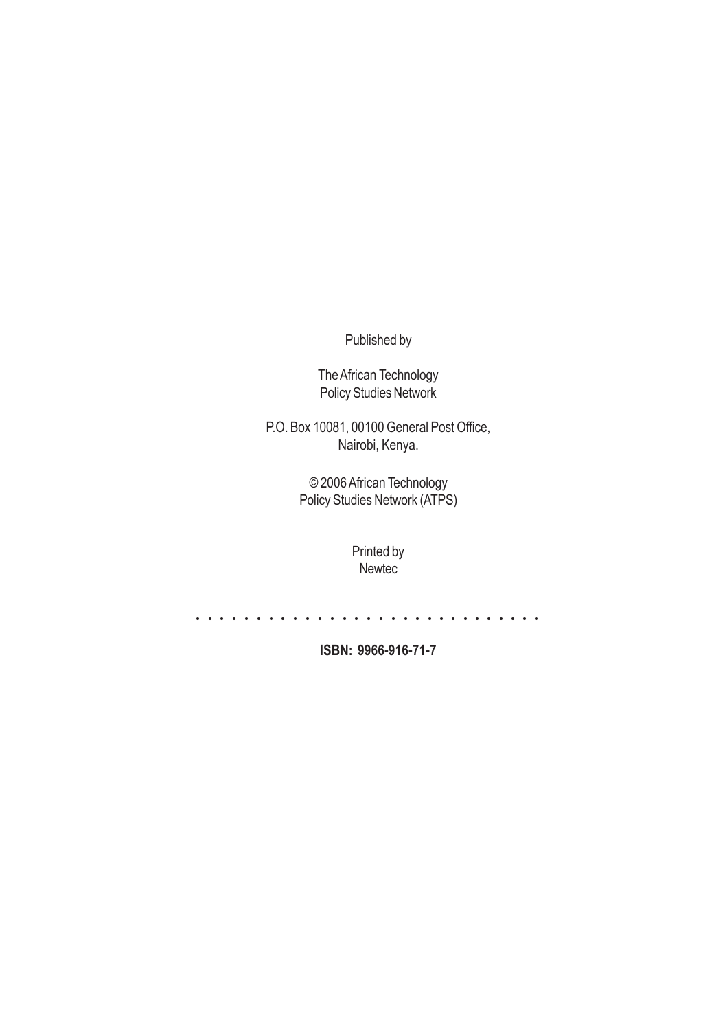Published by

The African Technology
Policy Studies Network

P.O. Box 10081, 00100 General Post Office,
Nairobi, Kenya.

© 2006 African Technology
Policy Studies Network (ATPS)

Printed by
Newtec

. . . . . . . . . . . . . . . . . . . . . . . . . . . . . . .

**ISBN: 9966-916-71-7**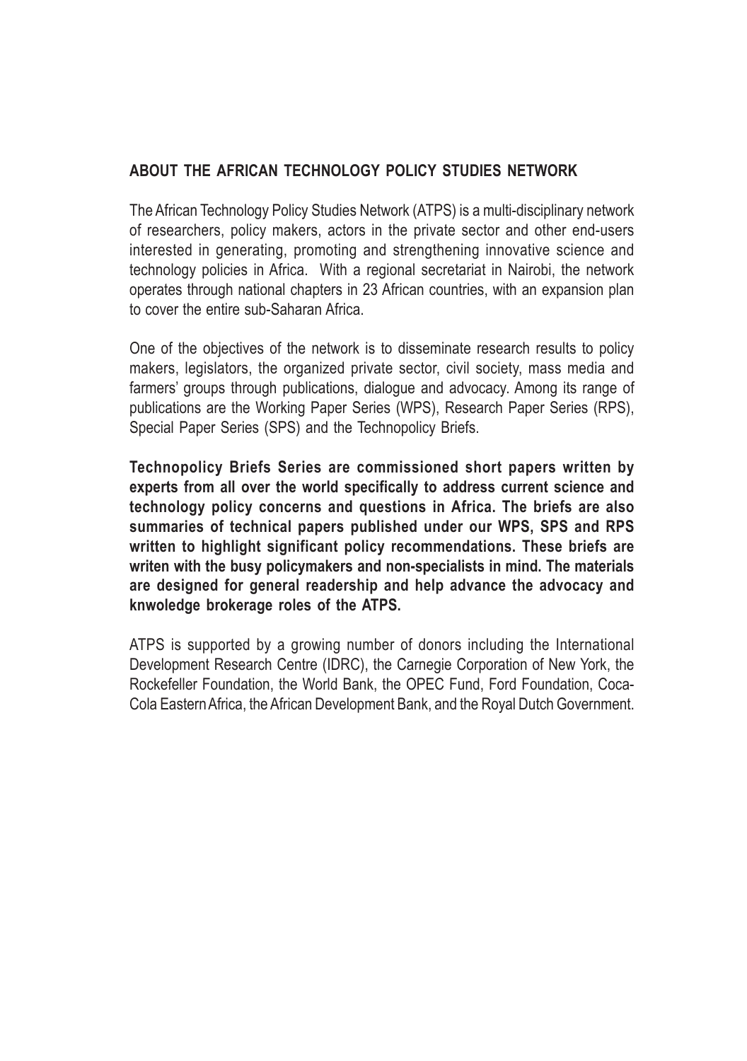## ABOUT THE AFRICAN TECHNOLOGY POLICY STUDIES NETWORK

The African Technology Policy Studies Network (ATPS) is a multi-disciplinary network of researchers, policy makers, actors in the private sector and other end-users interested in generating, promoting and strengthening innovative science and technology policies in Africa. With a regional secretariat in Nairobi, the network operates through national chapters in 23 African countries, with an expansion plan to cover the entire sub-Saharan Africa.

One of the objectives of the network is to disseminate research results to policy makers, legislators, the organized private sector, civil society, mass media and farmers' groups through publications, dialogue and advocacy. Among its range of publications are the Working Paper Series (WPS), Research Paper Series (RPS), Special Paper Series (SPS) and the Technopolicy Briefs.

**Technopolicy Briefs Series are commissioned short papers written by experts from all over the world specifically to address current science and technology policy concerns and questions in Africa. The briefs are also summaries of technical papers published under our WPS, SPS and RPS written to highlight significant policy recommendations. These briefs are writen with the busy policymakers and non-specialists in mind. The materials are designed for general readership and help advance the advocacy and knwoledge brokerage roles of the ATPS.**

ATPS is supported by a growing number of donors including the International Development Research Centre (IDRC), the Carnegie Corporation of New York, the Rockefeller Foundation, the World Bank, the OPEC Fund, Ford Foundation, Coca-Cola Eastern Africa, the African Development Bank, and the Royal Dutch Government.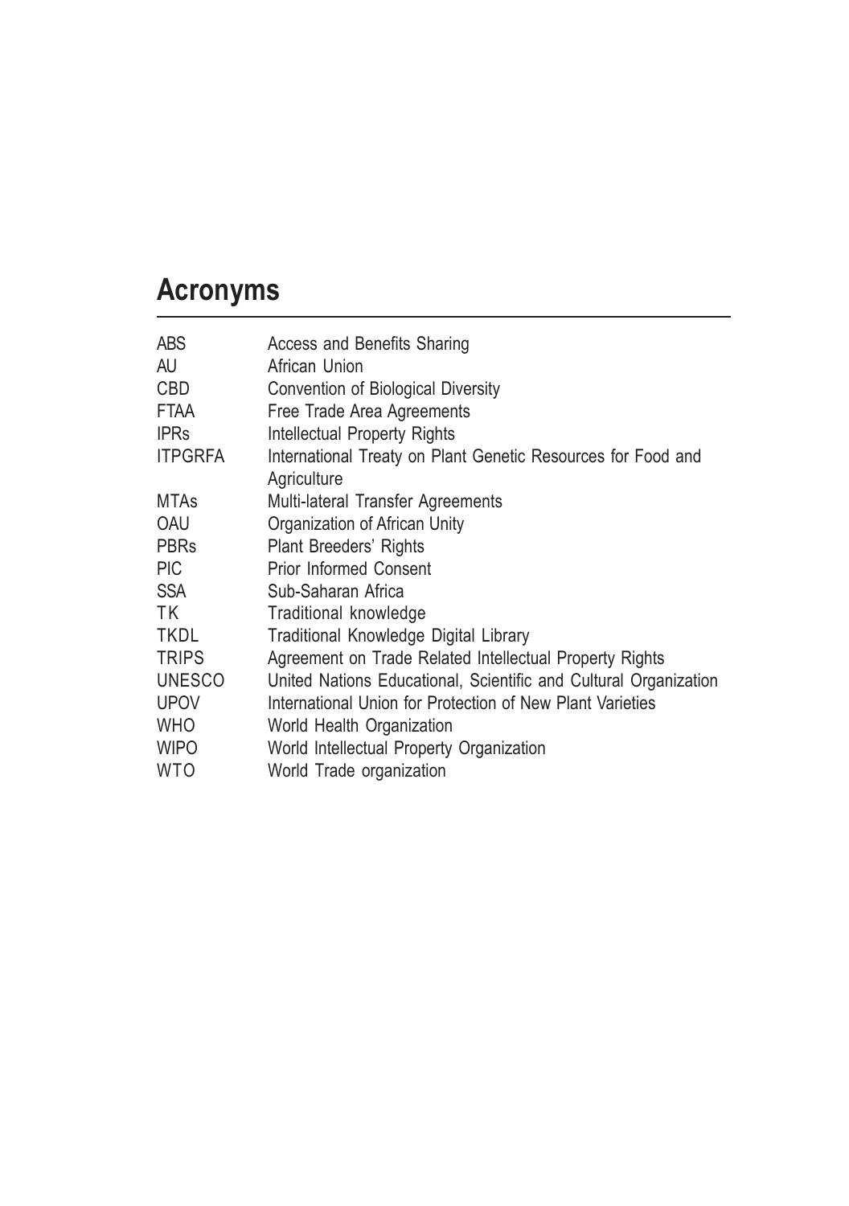# Acronyms

| | |
|---|---|
| ABS | Access and Benefits Sharing |
| AU | African Union |
| CBD | Convention of Biological Diversity |
| FTAA | Free Trade Area Agreements |
| IPRs | Intellectual Property Rights |
| ITPGRFA | International Treaty on Plant Genetic Resources for Food and Agriculture |
| MTAs | Multi-lateral Transfer Agreements |
| OAU | Organization of African Unity |
| PBRs | Plant Breeders' Rights |
| PIC | Prior Informed Consent |
| SSA | Sub-Saharan Africa |
| TK | Traditional knowledge |
| TKDL | Traditional Knowledge Digital Library |
| TRIPS | Agreement on Trade Related Intellectual Property Rights |
| UNESCO | United Nations Educational, Scientific and Cultural Organization |
| UPOV | International Union for Protection of New Plant Varieties |
| WHO | World Health Organization |
| WIPO | World Intellectual Property Organization |
| WTO | World Trade organization |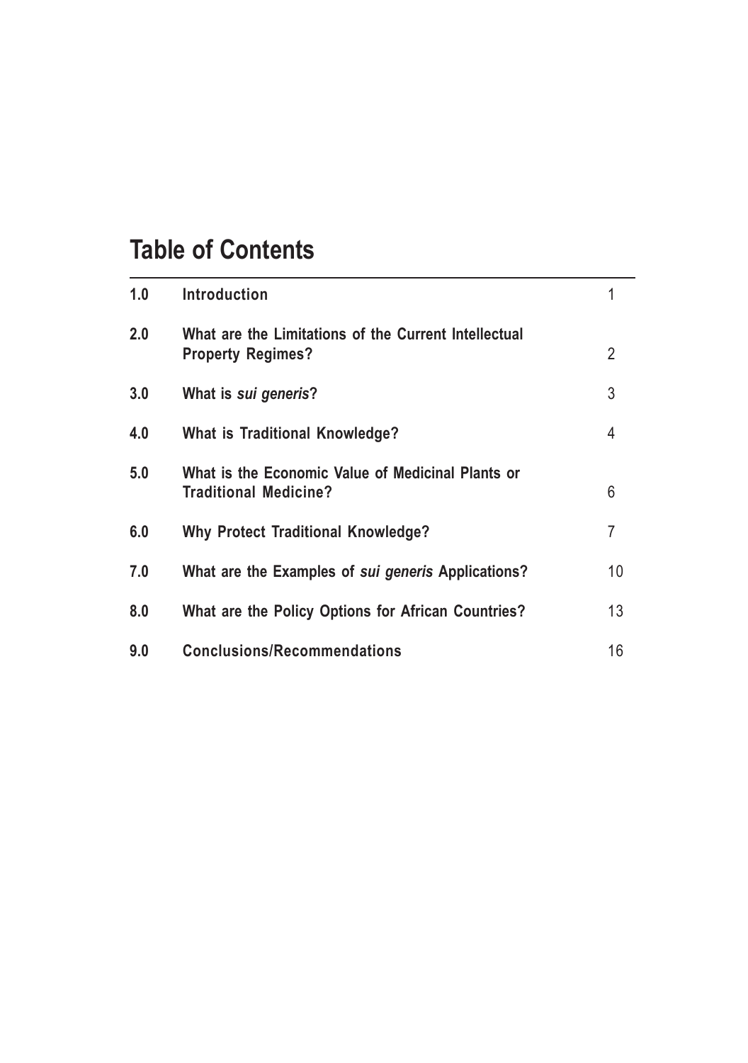# Table of Contents

| | | |
|---|---|---|
| **1.0** | **Introduction** | 1 |
| **2.0** | **What are the Limitations of the Current Intellectual Property Regimes?** | 2 |
| **3.0** | **What is *sui generis*?** | 3 |
| **4.0** | **What is Traditional Knowledge?** | 4 |
| **5.0** | **What is the Economic Value of Medicinal Plants or Traditional Medicine?** | 6 |
| **6.0** | **Why Protect Traditional Knowledge?** | 7 |
| **7.0** | **What are the Examples of *sui generis* Applications?** | 10 |
| **8.0** | **What are the Policy Options for African Countries?** | 13 |
| **9.0** | **Conclusions/Recommendations** | 16 |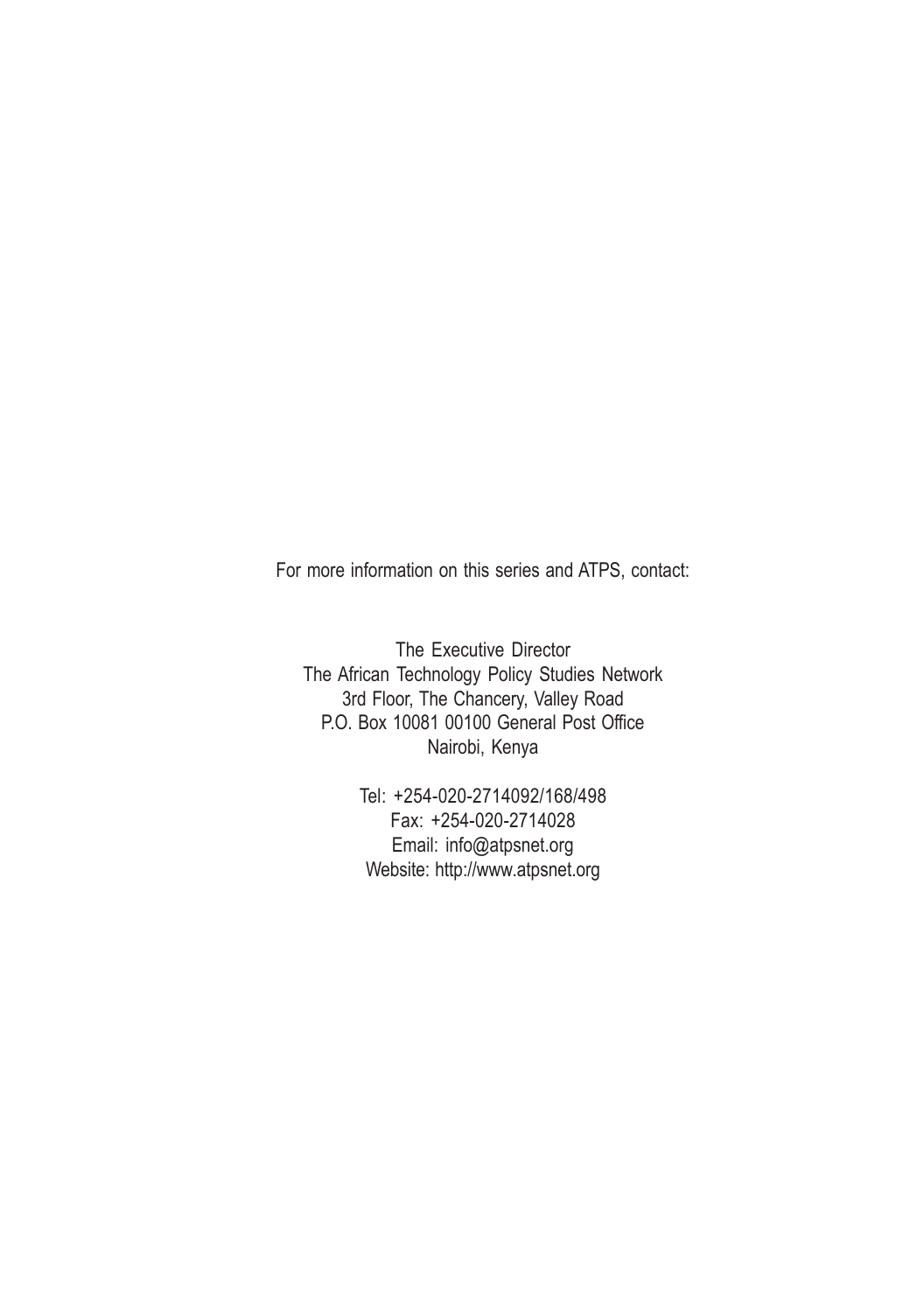For more information on this series and ATPS, contact:

The Executive Director
The African Technology Policy Studies Network
3rd Floor, The Chancery, Valley Road
P.O. Box 10081 00100 General Post Office
Nairobi, Kenya

Tel: +254-020-2714092/168/498
Fax: +254-020-2714028
Email: info@atpsnet.org
Website: http://www.atpsnet.org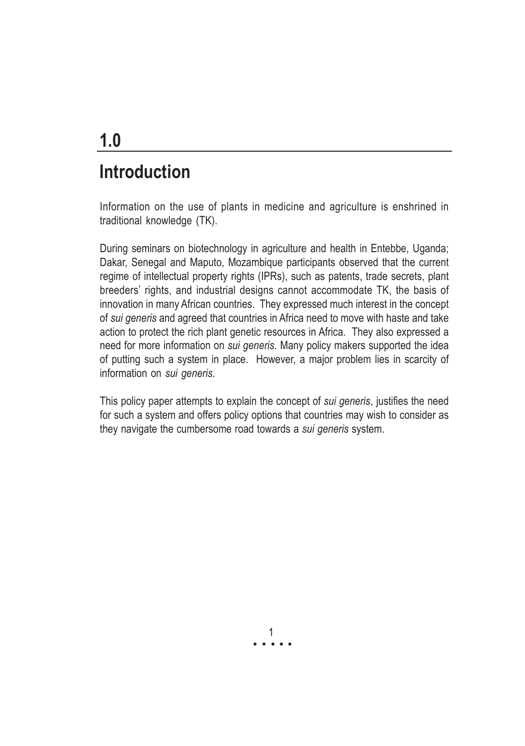# 1.0

# Introduction

Information on the use of plants in medicine and agriculture is enshrined in traditional knowledge (TK).

During seminars on biotechnology in agriculture and health in Entebbe, Uganda; Dakar, Senegal and Maputo, Mozambique participants observed that the current regime of intellectual property rights (IPRs), such as patents, trade secrets, plant breeders' rights, and industrial designs cannot accommodate TK, the basis of innovation in many African countries. They expressed much interest in the concept of *sui generis* and agreed that countries in Africa need to move with haste and take action to protect the rich plant genetic resources in Africa. They also expressed a need for more information on *sui generis*. Many policy makers supported the idea of putting such a system in place. However, a major problem lies in scarcity of information on *sui generis*.

This policy paper attempts to explain the concept of *sui generis*, justifies the need for such a system and offers policy options that countries may wish to consider as they navigate the cumbersome road towards a *sui generis* system.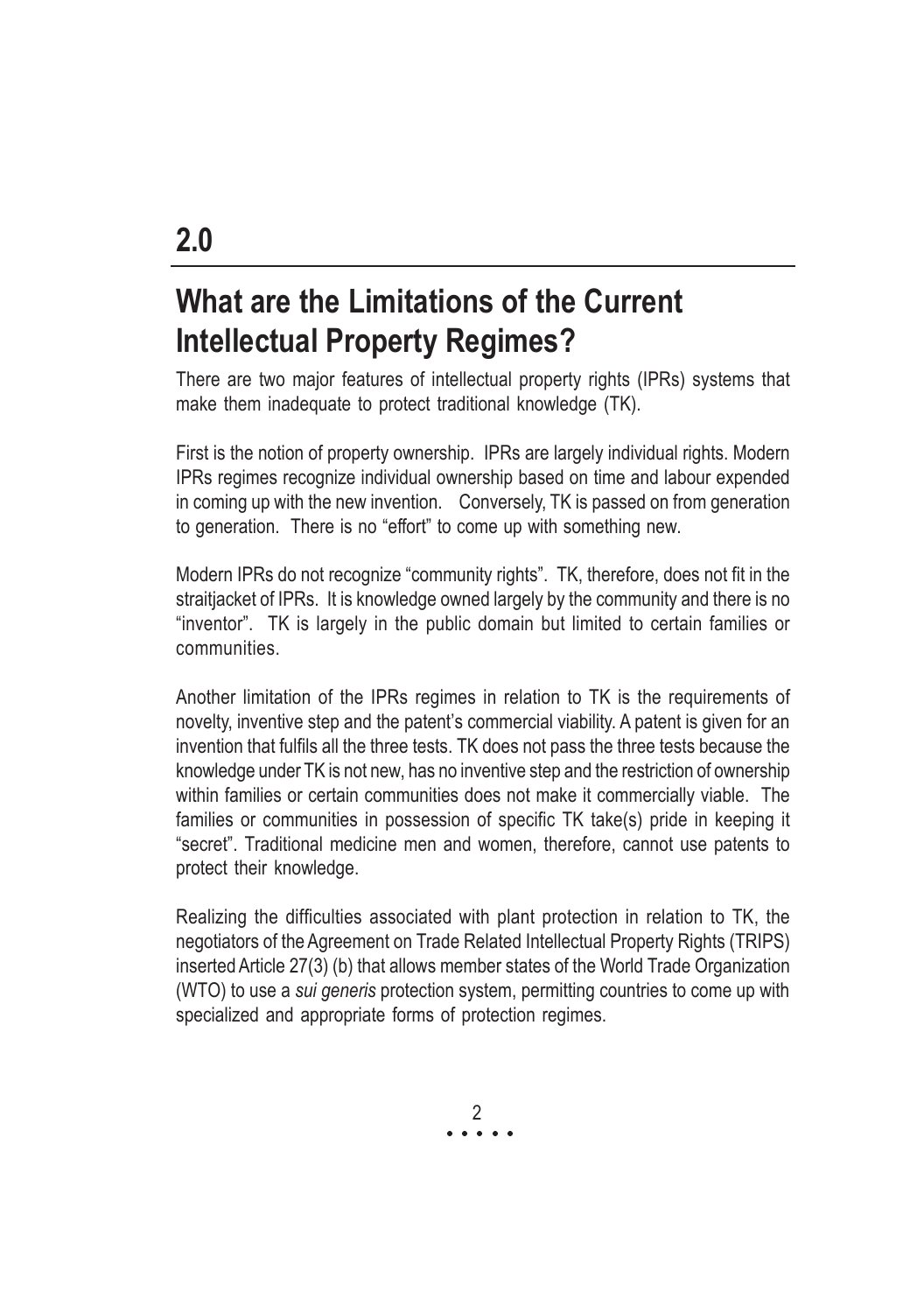# 2.0

## What are the Limitations of the Current Intellectual Property Regimes?

There are two major features of intellectual property rights (IPRs) systems that make them inadequate to protect traditional knowledge (TK).

First is the notion of property ownership. IPRs are largely individual rights. Modern IPRs regimes recognize individual ownership based on time and labour expended in coming up with the new invention. Conversely, TK is passed on from generation to generation. There is no "effort" to come up with something new.

Modern IPRs do not recognize "community rights". TK, therefore, does not fit in the straitjacket of IPRs. It is knowledge owned largely by the community and there is no "inventor". TK is largely in the public domain but limited to certain families or communities.

Another limitation of the IPRs regimes in relation to TK is the requirements of novelty, inventive step and the patent's commercial viability. A patent is given for an invention that fulfils all the three tests. TK does not pass the three tests because the knowledge under TK is not new, has no inventive step and the restriction of ownership within families or certain communities does not make it commercially viable. The families or communities in possession of specific TK take(s) pride in keeping it "secret". Traditional medicine men and women, therefore, cannot use patents to protect their knowledge.

Realizing the difficulties associated with plant protection in relation to TK, the negotiators of the Agreement on Trade Related Intellectual Property Rights (TRIPS) inserted Article 27(3) (b) that allows member states of the World Trade Organization (WTO) to use a *sui generis* protection system, permitting countries to come up with specialized and appropriate forms of protection regimes.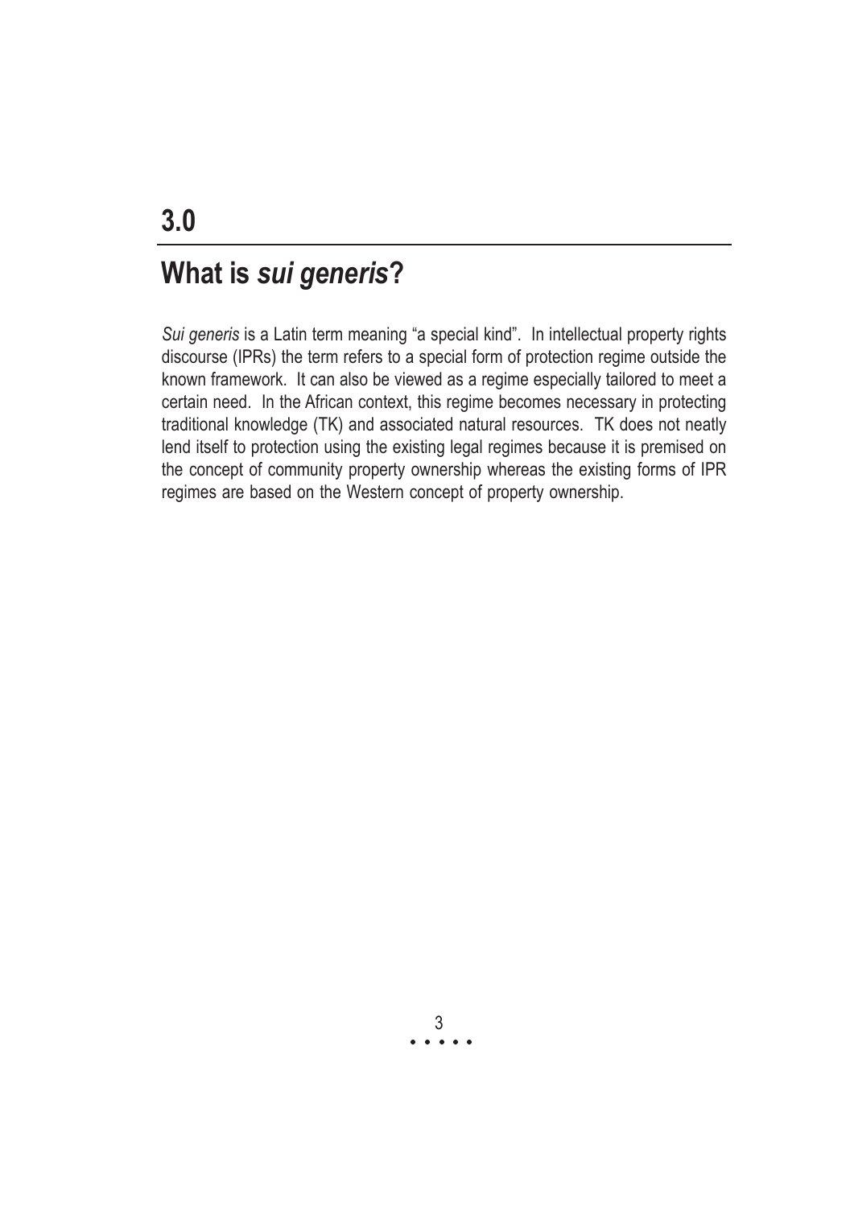# 3.0

## What is *sui generis*?

*Sui generis* is a Latin term meaning “a special kind”. In intellectual property rights discourse (IPRs) the term refers to a special form of protection regime outside the known framework. It can also be viewed as a regime especially tailored to meet a certain need. In the African context, this regime becomes necessary in protecting traditional knowledge (TK) and associated natural resources. TK does not neatly lend itself to protection using the existing legal regimes because it is premised on the concept of community property ownership whereas the existing forms of IPR regimes are based on the Western concept of property ownership.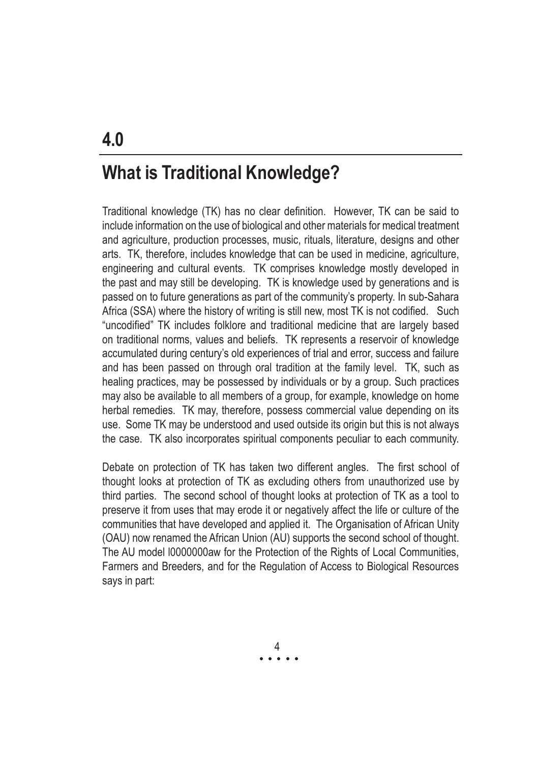# 4.0

# What is Traditional Knowledge?

Traditional knowledge (TK) has no clear definition. However, TK can be said to include information on the use of biological and other materials for medical treatment and agriculture, production processes, music, rituals, literature, designs and other arts. TK, therefore, includes knowledge that can be used in medicine, agriculture, engineering and cultural events. TK comprises knowledge mostly developed in the past and may still be developing. TK is knowledge used by generations and is passed on to future generations as part of the community's property. In sub-Sahara Africa (SSA) where the history of writing is still new, most TK is not codified. Such "uncodified" TK includes folklore and traditional medicine that are largely based on traditional norms, values and beliefs. TK represents a reservoir of knowledge accumulated during century's old experiences of trial and error, success and failure and has been passed on through oral tradition at the family level. TK, such as healing practices, may be possessed by individuals or by a group. Such practices may also be available to all members of a group, for example, knowledge on home herbal remedies. TK may, therefore, possess commercial value depending on its use. Some TK may be understood and used outside its origin but this is not always the case. TK also incorporates spiritual components peculiar to each community.

Debate on protection of TK has taken two different angles. The first school of thought looks at protection of TK as excluding others from unauthorized use by third parties. The second school of thought looks at protection of TK as a tool to preserve it from uses that may erode it or negatively affect the life or culture of the communities that have developed and applied it. The Organisation of African Unity (OAU) now renamed the African Union (AU) supports the second school of thought. The AU model l0000000aw for the Protection of the Rights of Local Communities, Farmers and Breeders, and for the Regulation of Access to Biological Resources says in part: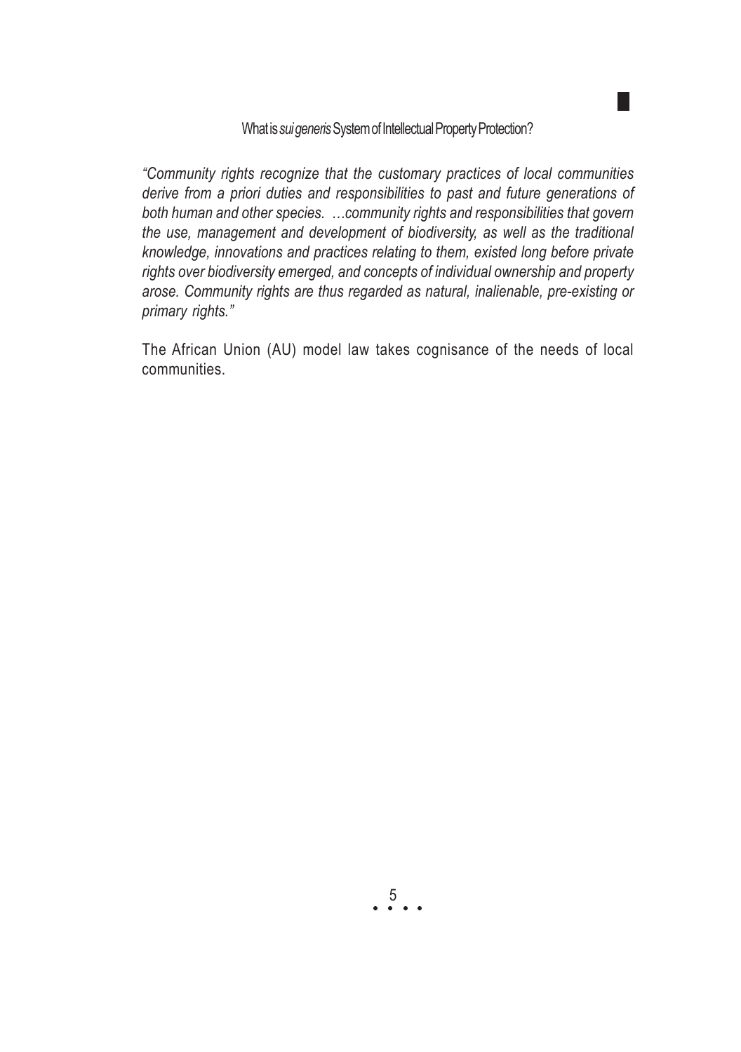*"Community rights recognize that the customary practices of local communities derive from a priori duties and responsibilities to past and future generations of both human and other species. …community rights and responsibilities that govern the use, management and development of biodiversity, as well as the traditional knowledge, innovations and practices relating to them, existed long before private rights over biodiversity emerged, and concepts of individual ownership and property arose. Community rights are thus regarded as natural, inalienable, pre-existing or primary rights."*

The African Union (AU) model law takes cognisance of the needs of local communities.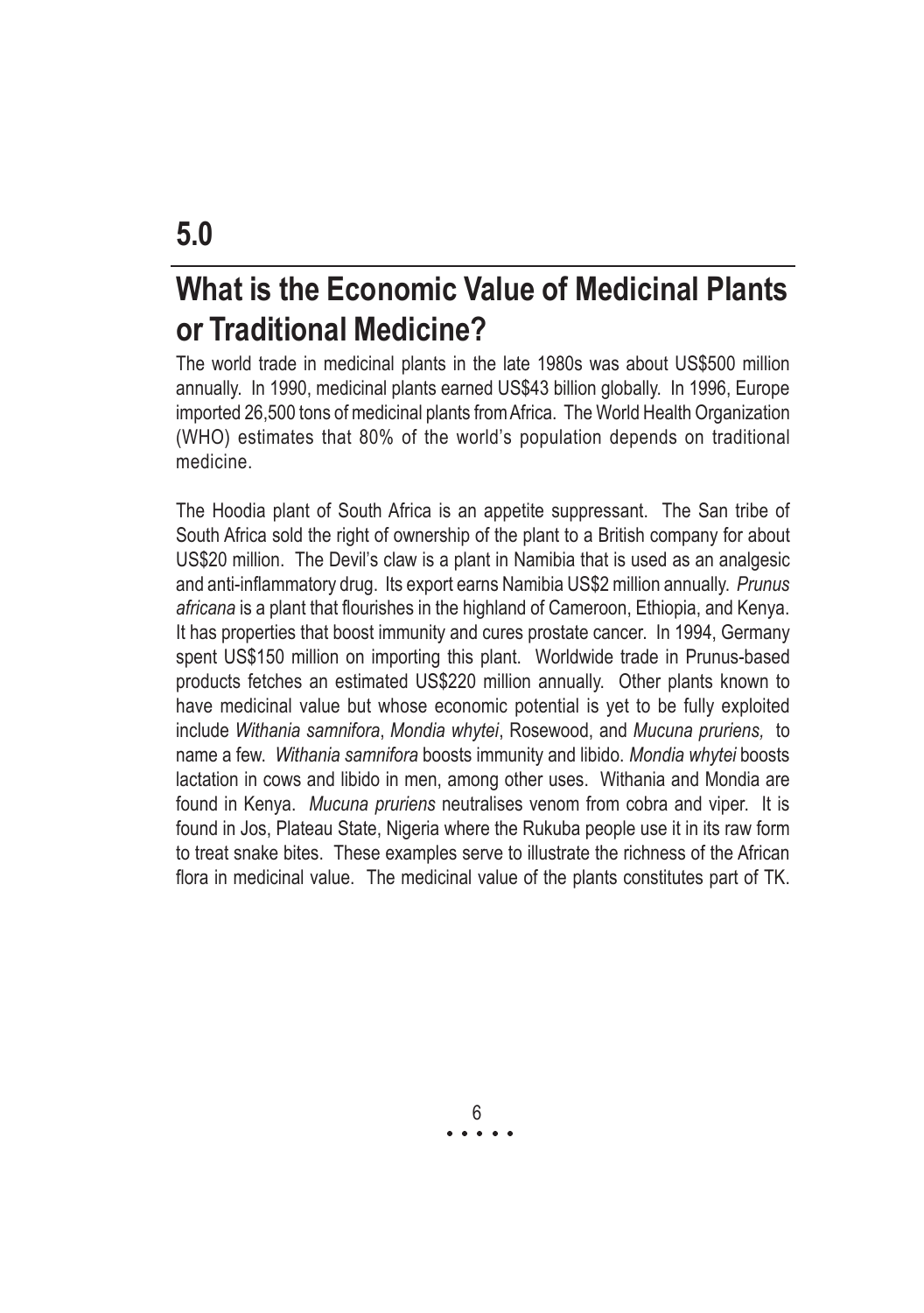# 5.0

## What is the Economic Value of Medicinal Plants or Traditional Medicine?

The world trade in medicinal plants in the late 1980s was about US$500 million annually. In 1990, medicinal plants earned US$43 billion globally. In 1996, Europe imported 26,500 tons of medicinal plants from Africa. The World Health Organization (WHO) estimates that 80% of the world's population depends on traditional medicine.

The Hoodia plant of South Africa is an appetite suppressant. The San tribe of South Africa sold the right of ownership of the plant to a British company for about US$20 million. The Devil's claw is a plant in Namibia that is used as an analgesic and anti-inflammatory drug. Its export earns Namibia US$2 million annually. *Prunus africana* is a plant that flourishes in the highland of Cameroon, Ethiopia, and Kenya. It has properties that boost immunity and cures prostate cancer. In 1994, Germany spent US$150 million on importing this plant. Worldwide trade in Prunus-based products fetches an estimated US$220 million annually. Other plants known to have medicinal value but whose economic potential is yet to be fully exploited include *Withania samnifora*, *Mondia whytei*, Rosewood, and *Mucuna pruriens,* to name a few. *Withania samnifora* boosts immunity and libido. *Mondia whytei* boosts lactation in cows and libido in men, among other uses. Withania and Mondia are found in Kenya. *Mucuna pruriens* neutralises venom from cobra and viper. It is found in Jos, Plateau State, Nigeria where the Rukuba people use it in its raw form to treat snake bites. These examples serve to illustrate the richness of the African flora in medicinal value. The medicinal value of the plants constitutes part of TK.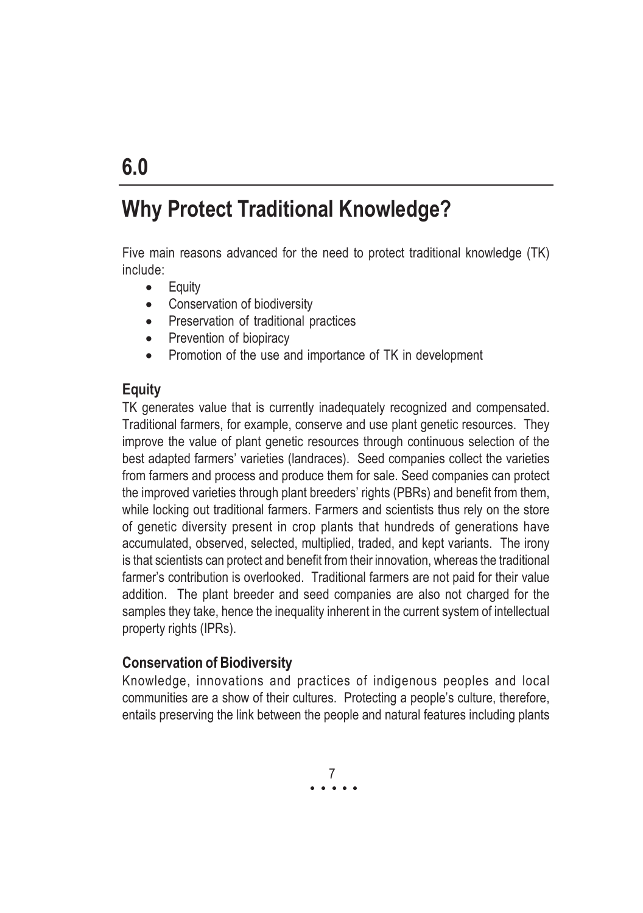# 6.0

# Why Protect Traditional Knowledge?

Five main reasons advanced for the need to protect traditional knowledge (TK) include:

- Equity
- Conservation of biodiversity
- Preservation of traditional practices
- Prevention of biopiracy
- Promotion of the use and importance of TK in development

## Equity

TK generates value that is currently inadequately recognized and compensated. Traditional farmers, for example, conserve and use plant genetic resources. They improve the value of plant genetic resources through continuous selection of the best adapted farmers' varieties (landraces). Seed companies collect the varieties from farmers and process and produce them for sale. Seed companies can protect the improved varieties through plant breeders' rights (PBRs) and benefit from them, while locking out traditional farmers. Farmers and scientists thus rely on the store of genetic diversity present in crop plants that hundreds of generations have accumulated, observed, selected, multiplied, traded, and kept variants. The irony is that scientists can protect and benefit from their innovation, whereas the traditional farmer's contribution is overlooked. Traditional farmers are not paid for their value addition. The plant breeder and seed companies are also not charged for the samples they take, hence the inequality inherent in the current system of intellectual property rights (IPRs).

## Conservation of Biodiversity

Knowledge, innovations and practices of indigenous peoples and local communities are a show of their cultures. Protecting a people's culture, therefore, entails preserving the link between the people and natural features including plants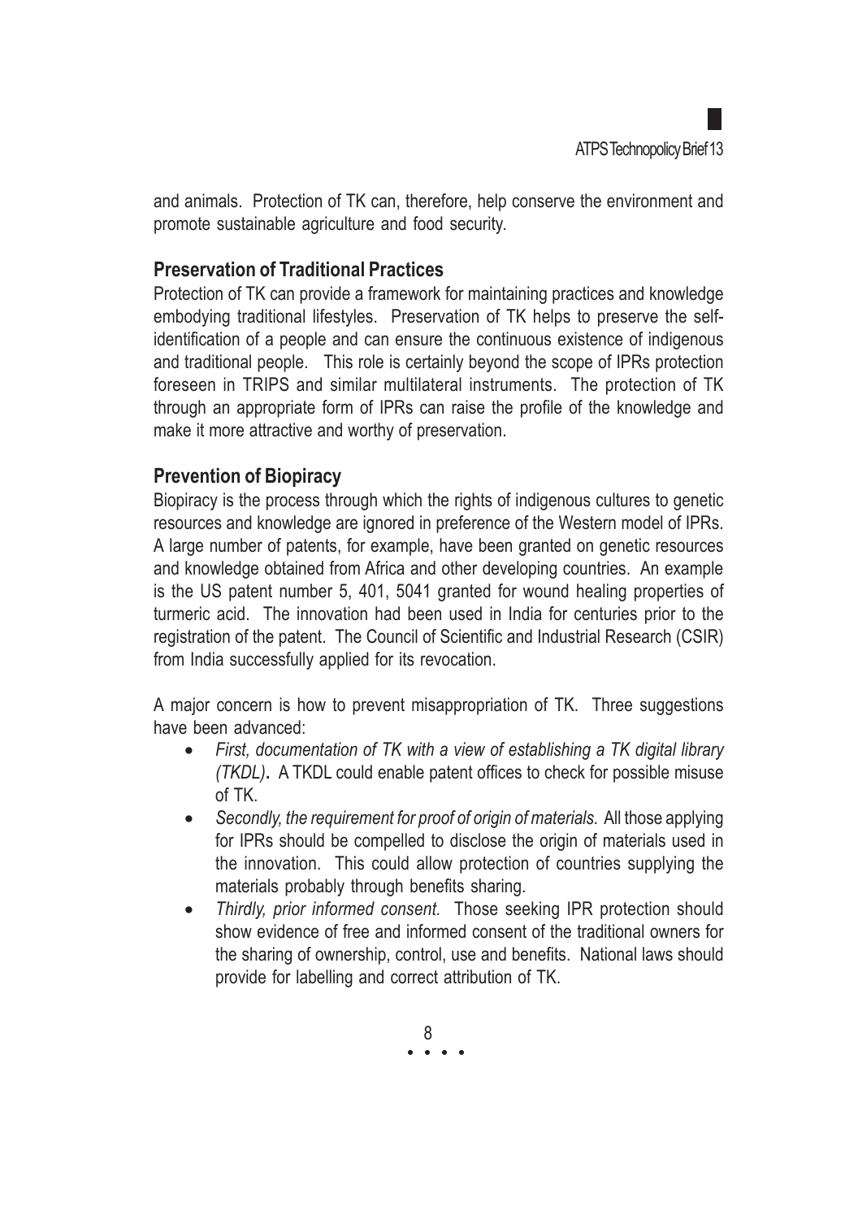and animals. Protection of TK can, therefore, help conserve the environment and promote sustainable agriculture and food security.

## Preservation of Traditional Practices

Protection of TK can provide a framework for maintaining practices and knowledge embodying traditional lifestyles. Preservation of TK helps to preserve the self-identification of a people and can ensure the continuous existence of indigenous and traditional people. This role is certainly beyond the scope of IPRs protection foreseen in TRIPS and similar multilateral instruments. The protection of TK through an appropriate form of IPRs can raise the profile of the knowledge and make it more attractive and worthy of preservation.

## Prevention of Biopiracy

Biopiracy is the process through which the rights of indigenous cultures to genetic resources and knowledge are ignored in preference of the Western model of IPRs. A large number of patents, for example, have been granted on genetic resources and knowledge obtained from Africa and other developing countries. An example is the US patent number 5, 401, 5041 granted for wound healing properties of turmeric acid. The innovation had been used in India for centuries prior to the registration of the patent. The Council of Scientific and Industrial Research (CSIR) from India successfully applied for its revocation.

A major concern is how to prevent misappropriation of TK. Three suggestions have been advanced:

- *First, documentation of TK with a view of establishing a TK digital library (TKDL)*. A TKDL could enable patent offices to check for possible misuse of TK.
- *Secondly, the requirement for proof of origin of materials.* All those applying for IPRs should be compelled to disclose the origin of materials used in the innovation. This could allow protection of countries supplying the materials probably through benefits sharing.
- *Thirdly, prior informed consent.* Those seeking IPR protection should show evidence of free and informed consent of the traditional owners for the sharing of ownership, control, use and benefits. National laws should provide for labelling and correct attribution of TK.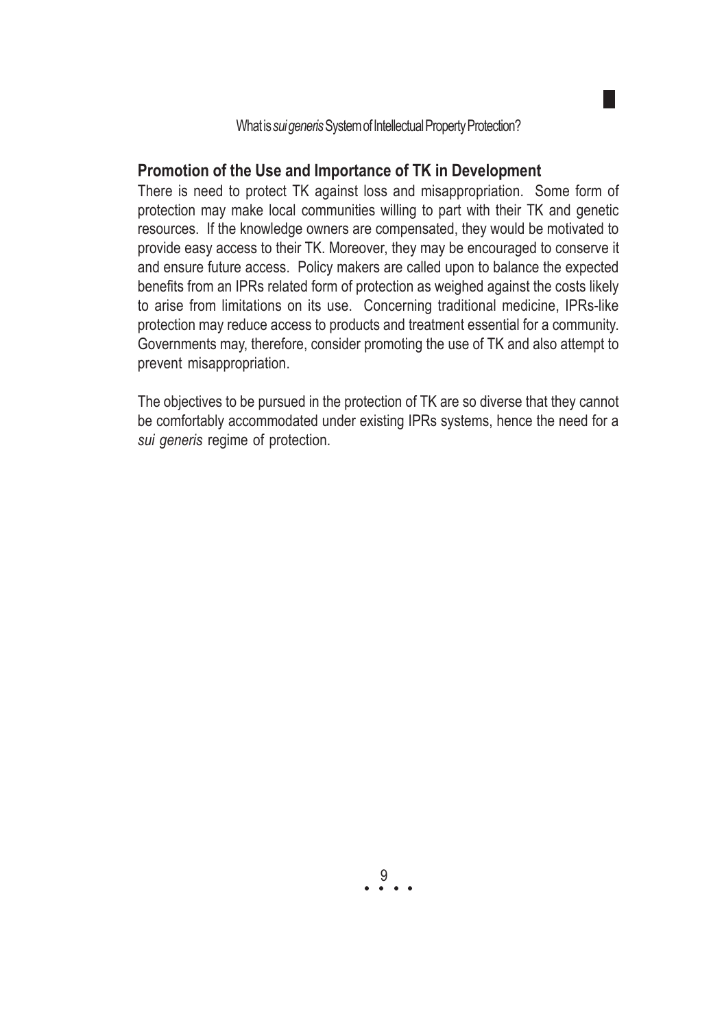## Promotion of the Use and Importance of TK in Development

There is need to protect TK against loss and misappropriation. Some form of protection may make local communities willing to part with their TK and genetic resources. If the knowledge owners are compensated, they would be motivated to provide easy access to their TK. Moreover, they may be encouraged to conserve it and ensure future access. Policy makers are called upon to balance the expected benefits from an IPRs related form of protection as weighed against the costs likely to arise from limitations on its use. Concerning traditional medicine, IPRs-like protection may reduce access to products and treatment essential for a community. Governments may, therefore, consider promoting the use of TK and also attempt to prevent misappropriation.

The objectives to be pursued in the protection of TK are so diverse that they cannot be comfortably accommodated under existing IPRs systems, hence the need for a *sui generis* regime of protection.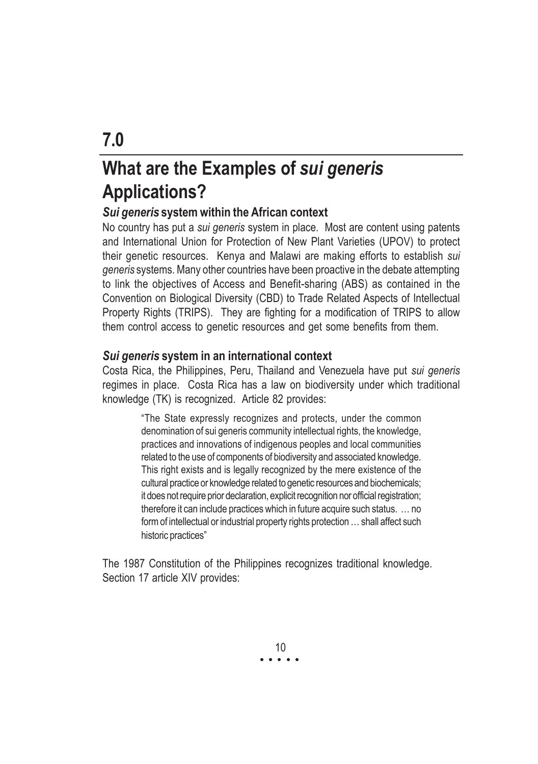# 7.0

# What are the Examples of *sui generis* Applications?

### *Sui generis* system within the African context

No country has put a *sui generis* system in place. Most are content using patents and International Union for Protection of New Plant Varieties (UPOV) to protect their genetic resources. Kenya and Malawi are making efforts to establish *sui generis* systems. Many other countries have been proactive in the debate attempting to link the objectives of Access and Benefit-sharing (ABS) as contained in the Convention on Biological Diversity (CBD) to Trade Related Aspects of Intellectual Property Rights (TRIPS). They are fighting for a modification of TRIPS to allow them control access to genetic resources and get some benefits from them.

### *Sui generis* system in an international context

Costa Rica, the Philippines, Peru, Thailand and Venezuela have put *sui generis* regimes in place. Costa Rica has a law on biodiversity under which traditional knowledge (TK) is recognized. Article 82 provides:

> "The State expressly recognizes and protects, under the common denomination of sui generis community intellectual rights, the knowledge, practices and innovations of indigenous peoples and local communities related to the use of components of biodiversity and associated knowledge. This right exists and is legally recognized by the mere existence of the cultural practice or knowledge related to genetic resources and biochemicals; it does not require prior declaration, explicit recognition nor official registration; therefore it can include practices which in future acquire such status. … no form of intellectual or industrial property rights protection … shall affect such historic practices"

The 1987 Constitution of the Philippines recognizes traditional knowledge. Section 17 article XIV provides: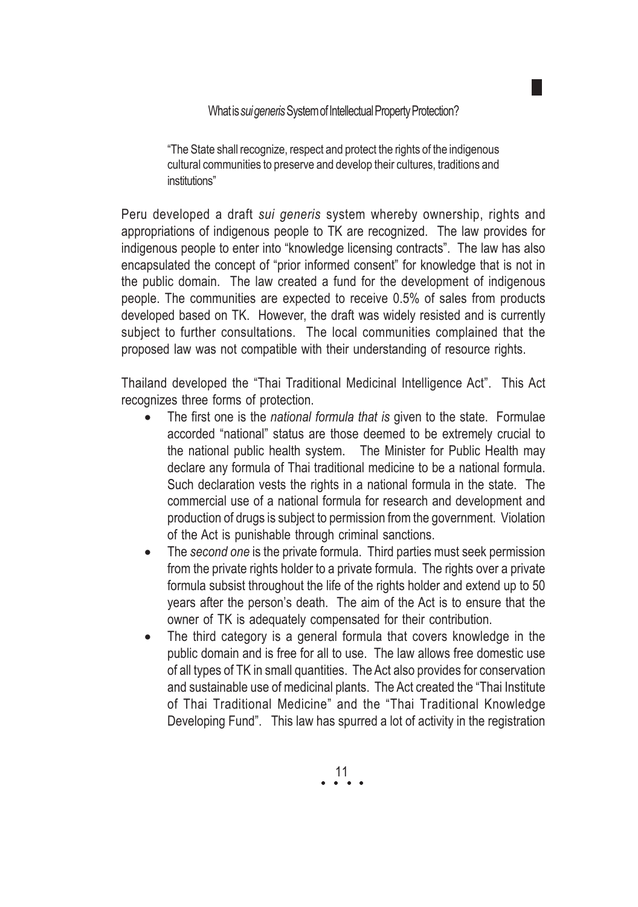"The State shall recognize, respect and protect the rights of the indigenous cultural communities to preserve and develop their cultures, traditions and institutions"

Peru developed a draft *sui generis* system whereby ownership, rights and appropriations of indigenous people to TK are recognized. The law provides for indigenous people to enter into "knowledge licensing contracts". The law has also encapsulated the concept of "prior informed consent" for knowledge that is not in the public domain. The law created a fund for the development of indigenous people. The communities are expected to receive 0.5% of sales from products developed based on TK. However, the draft was widely resisted and is currently subject to further consultations. The local communities complained that the proposed law was not compatible with their understanding of resource rights.

Thailand developed the "Thai Traditional Medicinal Intelligence Act". This Act recognizes three forms of protection.

- The first one is the *national formula that is* given to the state. Formulae accorded "national" status are those deemed to be extremely crucial to the national public health system. The Minister for Public Health may declare any formula of Thai traditional medicine to be a national formula. Such declaration vests the rights in a national formula in the state. The commercial use of a national formula for research and development and production of drugs is subject to permission from the government. Violation of the Act is punishable through criminal sanctions.
- The *second one* is the private formula. Third parties must seek permission from the private rights holder to a private formula. The rights over a private formula subsist throughout the life of the rights holder and extend up to 50 years after the person's death. The aim of the Act is to ensure that the owner of TK is adequately compensated for their contribution.
- The third category is a general formula that covers knowledge in the public domain and is free for all to use. The law allows free domestic use of all types of TK in small quantities. The Act also provides for conservation and sustainable use of medicinal plants. The Act created the "Thai Institute of Thai Traditional Medicine" and the "Thai Traditional Knowledge Developing Fund". This law has spurred a lot of activity in the registration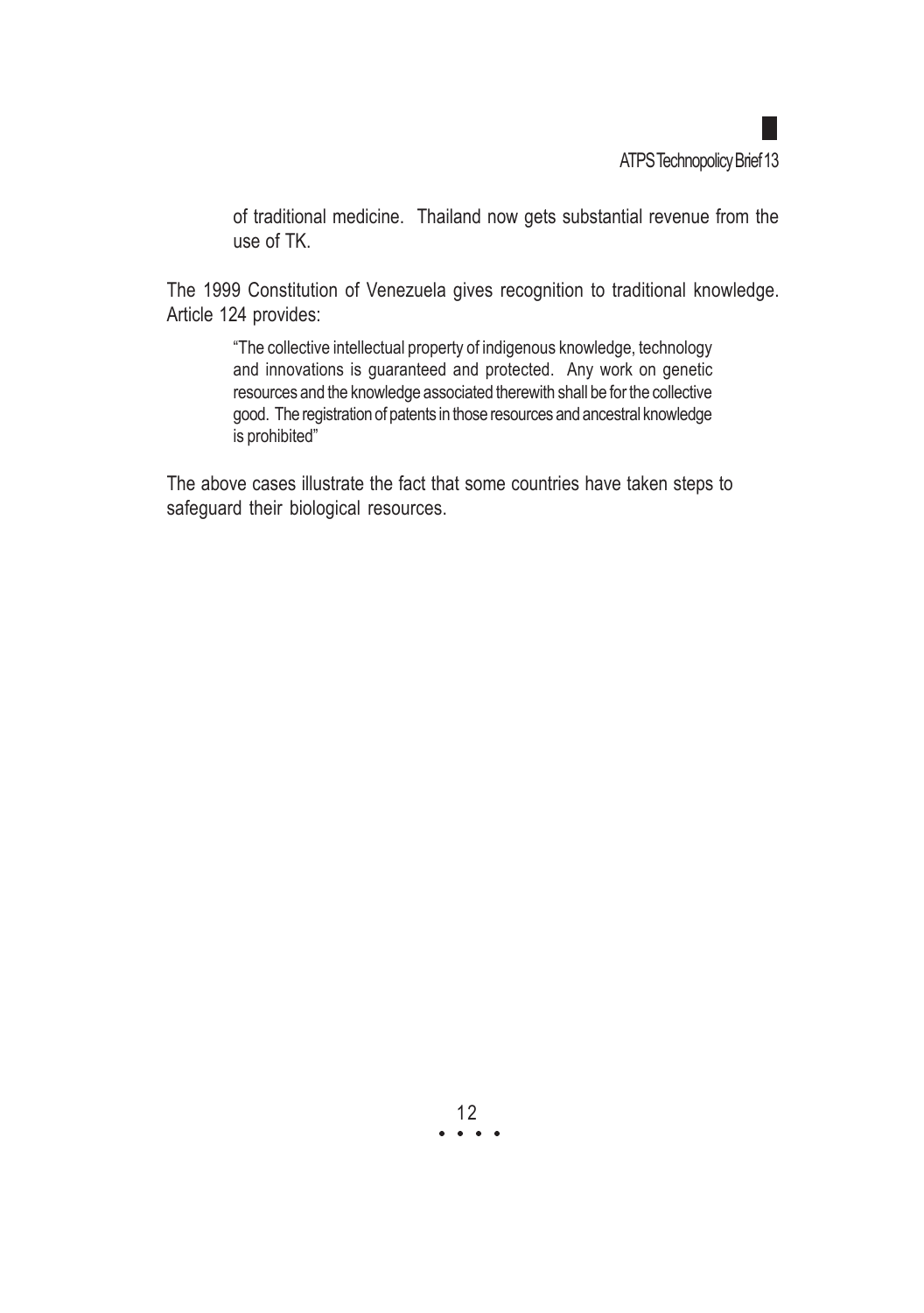of traditional medicine. Thailand now gets substantial revenue from the use of TK.

The 1999 Constitution of Venezuela gives recognition to traditional knowledge. Article 124 provides:

> "The collective intellectual property of indigenous knowledge, technology and innovations is guaranteed and protected. Any work on genetic resources and the knowledge associated therewith shall be for the collective good. The registration of patents in those resources and ancestral knowledge is prohibited"

The above cases illustrate the fact that some countries have taken steps to safeguard their biological resources.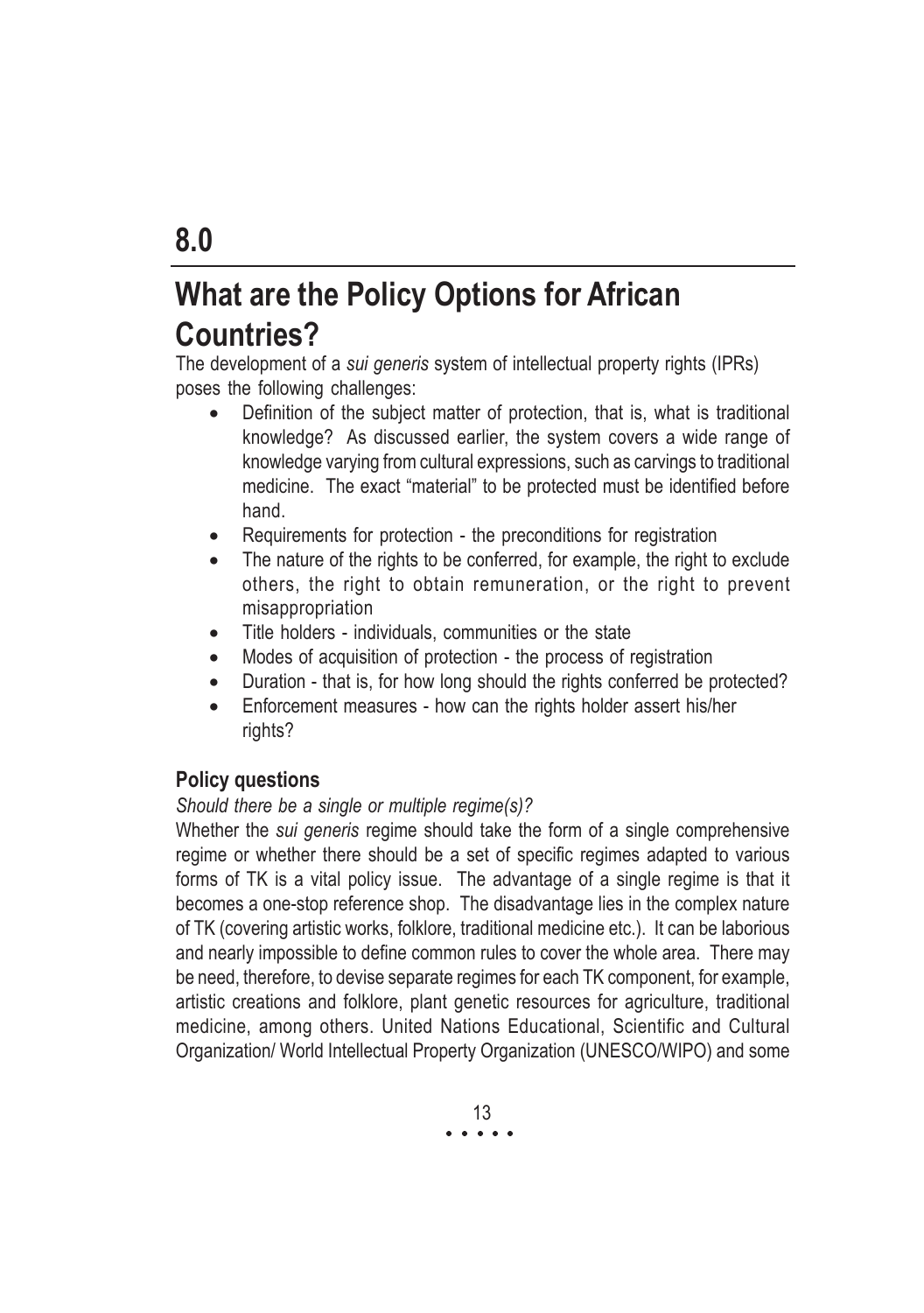# 8.0

# What are the Policy Options for African Countries?

The development of a *sui generis* system of intellectual property rights (IPRs) poses the following challenges:

- Definition of the subject matter of protection, that is, what is traditional knowledge? As discussed earlier, the system covers a wide range of knowledge varying from cultural expressions, such as carvings to traditional medicine. The exact "material" to be protected must be identified before hand.
- Requirements for protection - the preconditions for registration
- The nature of the rights to be conferred, for example, the right to exclude others, the right to obtain remuneration, or the right to prevent misappropriation
- Title holders - individuals, communities or the state
- Modes of acquisition of protection - the process of registration
- Duration - that is, for how long should the rights conferred be protected?
- Enforcement measures - how can the rights holder assert his/her rights?

### Policy questions

*Should there be a single or multiple regime(s)?*

Whether the *sui generis* regime should take the form of a single comprehensive regime or whether there should be a set of specific regimes adapted to various forms of TK is a vital policy issue. The advantage of a single regime is that it becomes a one-stop reference shop. The disadvantage lies in the complex nature of TK (covering artistic works, folklore, traditional medicine etc.). It can be laborious and nearly impossible to define common rules to cover the whole area. There may be need, therefore, to devise separate regimes for each TK component, for example, artistic creations and folklore, plant genetic resources for agriculture, traditional medicine, among others. United Nations Educational, Scientific and Cultural Organization/ World Intellectual Property Organization (UNESCO/WIPO) and some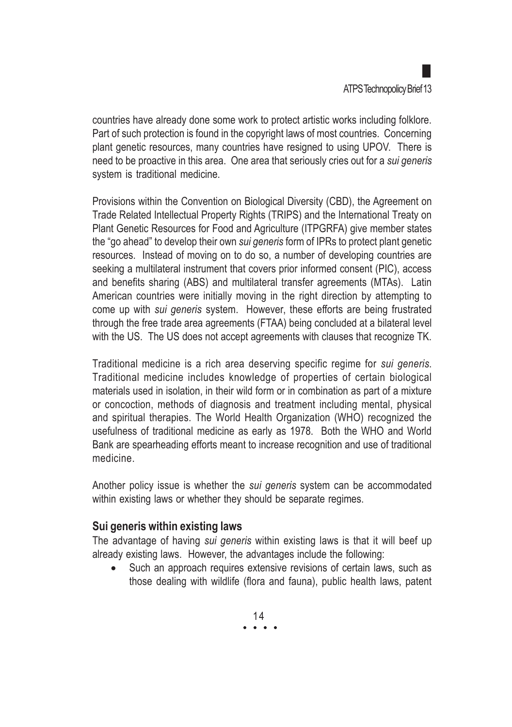countries have already done some work to protect artistic works including folklore. Part of such protection is found in the copyright laws of most countries. Concerning plant genetic resources, many countries have resigned to using UPOV. There is need to be proactive in this area. One area that seriously cries out for a *sui generis* system is traditional medicine.

Provisions within the Convention on Biological Diversity (CBD), the Agreement on Trade Related Intellectual Property Rights (TRIPS) and the International Treaty on Plant Genetic Resources for Food and Agriculture (ITPGRFA) give member states the "go ahead" to develop their own *sui generis* form of IPRs to protect plant genetic resources. Instead of moving on to do so, a number of developing countries are seeking a multilateral instrument that covers prior informed consent (PIC), access and benefits sharing (ABS) and multilateral transfer agreements (MTAs). Latin American countries were initially moving in the right direction by attempting to come up with *sui generis* system. However, these efforts are being frustrated through the free trade area agreements (FTAA) being concluded at a bilateral level with the US. The US does not accept agreements with clauses that recognize TK.

Traditional medicine is a rich area deserving specific regime for *sui generis*. Traditional medicine includes knowledge of properties of certain biological materials used in isolation, in their wild form or in combination as part of a mixture or concoction, methods of diagnosis and treatment including mental, physical and spiritual therapies. The World Health Organization (WHO) recognized the usefulness of traditional medicine as early as 1978. Both the WHO and World Bank are spearheading efforts meant to increase recognition and use of traditional medicine.

Another policy issue is whether the *sui generis* system can be accommodated within existing laws or whether they should be separate regimes.

### Sui generis within existing laws

The advantage of having *sui generis* within existing laws is that it will beef up already existing laws. However, the advantages include the following:

- Such an approach requires extensive revisions of certain laws, such as those dealing with wildlife (flora and fauna), public health laws, patent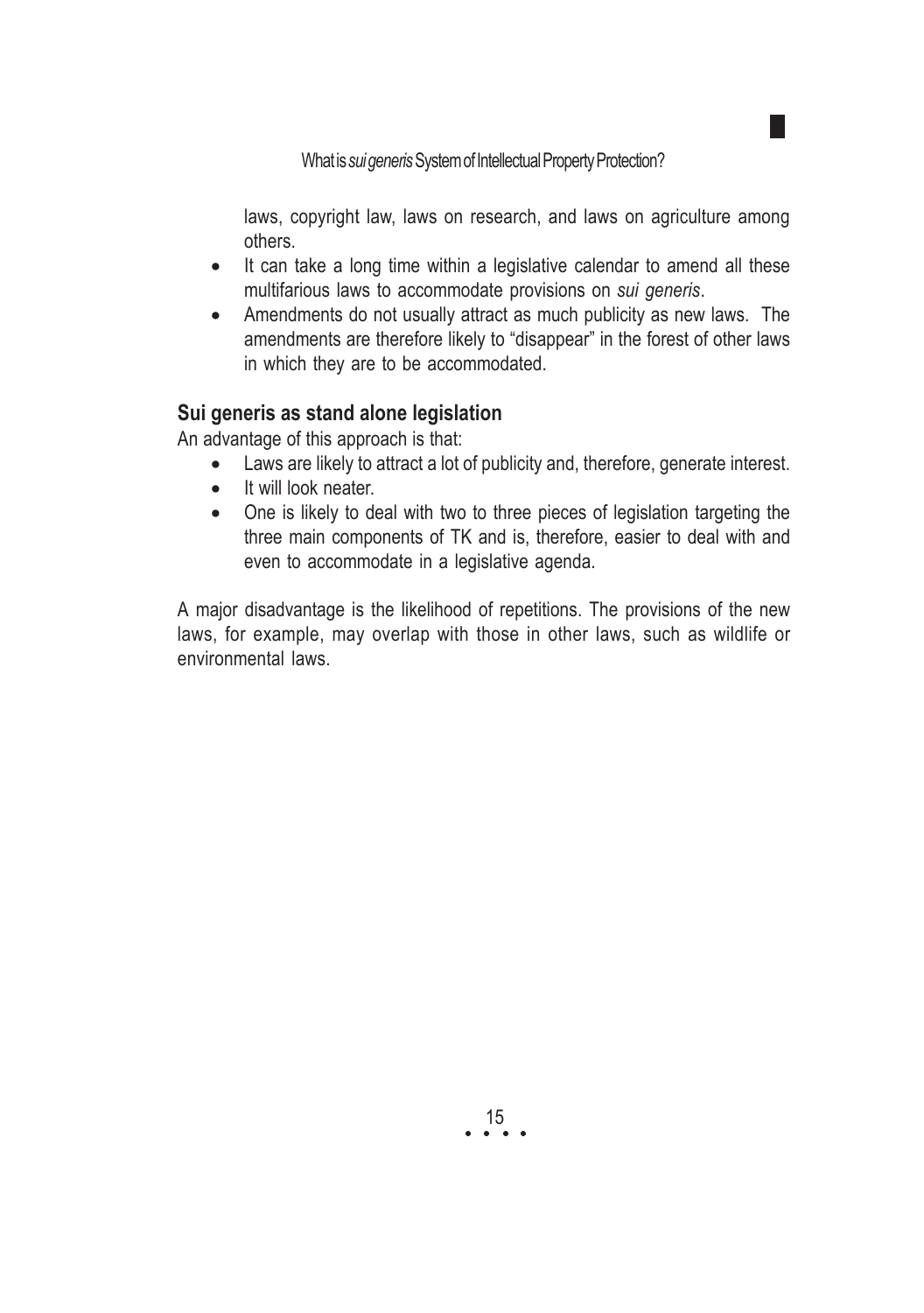laws, copyright law, laws on research, and laws on agriculture among others.

- It can take a long time within a legislative calendar to amend all these multifarious laws to accommodate provisions on *sui generis*.
- Amendments do not usually attract as much publicity as new laws. The amendments are therefore likely to "disappear" in the forest of other laws in which they are to be accommodated.

## Sui generis as stand alone legislation

An advantage of this approach is that:

- Laws are likely to attract a lot of publicity and, therefore, generate interest.
- It will look neater.
- One is likely to deal with two to three pieces of legislation targeting the three main components of TK and is, therefore, easier to deal with and even to accommodate in a legislative agenda.

A major disadvantage is the likelihood of repetitions. The provisions of the new laws, for example, may overlap with those in other laws, such as wildlife or environmental laws.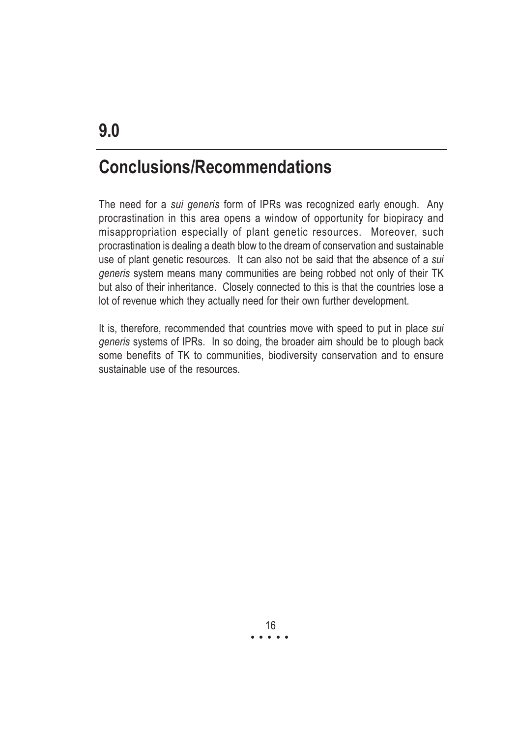# 9.0

## Conclusions/Recommendations

The need for a *sui generis* form of IPRs was recognized early enough. Any procrastination in this area opens a window of opportunity for biopiracy and misappropriation especially of plant genetic resources. Moreover, such procrastination is dealing a death blow to the dream of conservation and sustainable use of plant genetic resources. It can also not be said that the absence of a *sui generis* system means many communities are being robbed not only of their TK but also of their inheritance. Closely connected to this is that the countries lose a lot of revenue which they actually need for their own further development.

It is, therefore, recommended that countries move with speed to put in place *sui generis* systems of IPRs. In so doing, the broader aim should be to plough back some benefits of TK to communities, biodiversity conservation and to ensure sustainable use of the resources.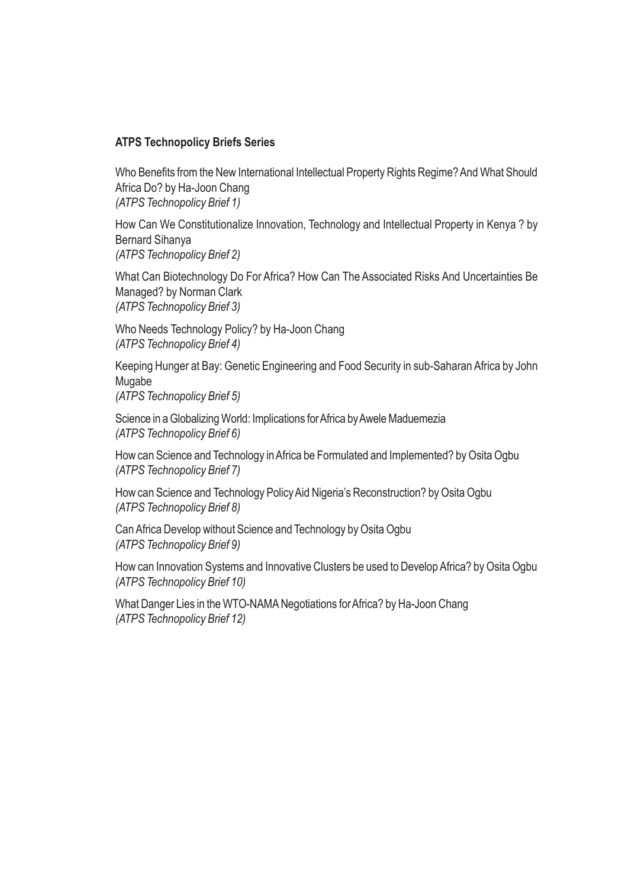**ATPS Technopolicy Briefs Series**

Who Benefits from the New International Intellectual Property Rights Regime? And What Should Africa Do? by Ha-Joon Chang
*(ATPS Technopolicy Brief 1)*

How Can We Constitutionalize Innovation, Technology and Intellectual Property in Kenya ? by Bernard Sihanya
*(ATPS Technopolicy Brief 2)*

What Can Biotechnology Do For Africa? How Can The Associated Risks And Uncertainties Be Managed? by Norman Clark
*(ATPS Technopolicy Brief 3)*

Who Needs Technology Policy? by Ha-Joon Chang
*(ATPS Technopolicy Brief 4)*

Keeping Hunger at Bay: Genetic Engineering and Food Security in sub-Saharan Africa by John Mugabe
*(ATPS Technopolicy Brief 5)*

Science in a Globalizing World: Implications for Africa by Awele Maduemezia
*(ATPS Technopolicy Brief 6)*

How can Science and Technology in Africa be Formulated and Implemented? by Osita Ogbu
*(ATPS Technopolicy Brief 7)*

How can Science and Technology Policy Aid Nigeria's Reconstruction? by Osita Ogbu
*(ATPS Technopolicy Brief 8)*

Can Africa Develop without Science and Technology by Osita Ogbu
*(ATPS Technopolicy Brief 9)*

How can Innovation Systems and Innovative Clusters be used to Develop Africa? by Osita Ogbu
*(ATPS Technopolicy Brief 10)*

What Danger Lies in the WTO-NAMA Negotiations for Africa? by Ha-Joon Chang
*(ATPS Technopolicy Brief 12)*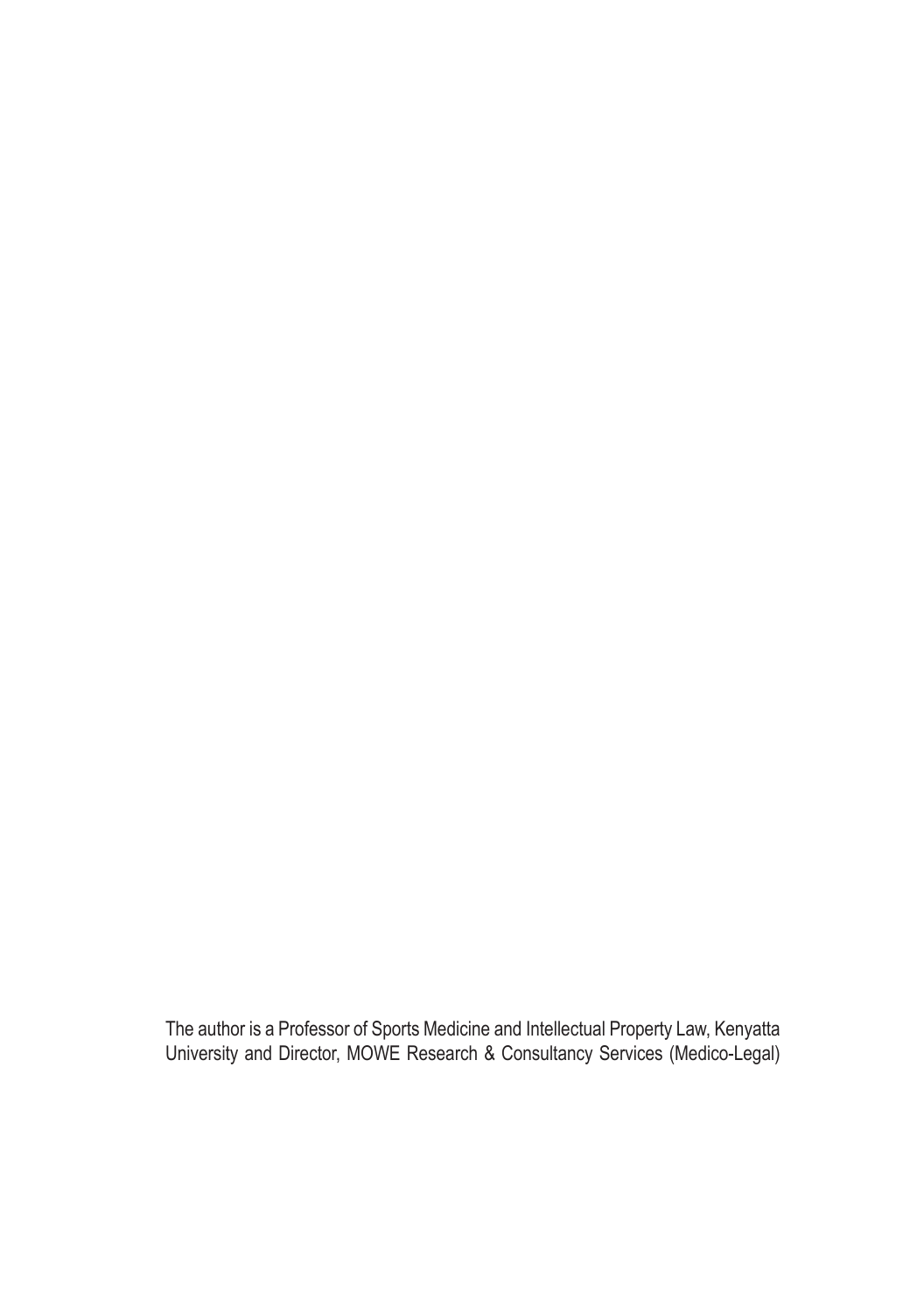The author is a Professor of Sports Medicine and Intellectual Property Law, Kenyatta University and Director, MOWE Research & Consultancy Services (Medico-Legal)